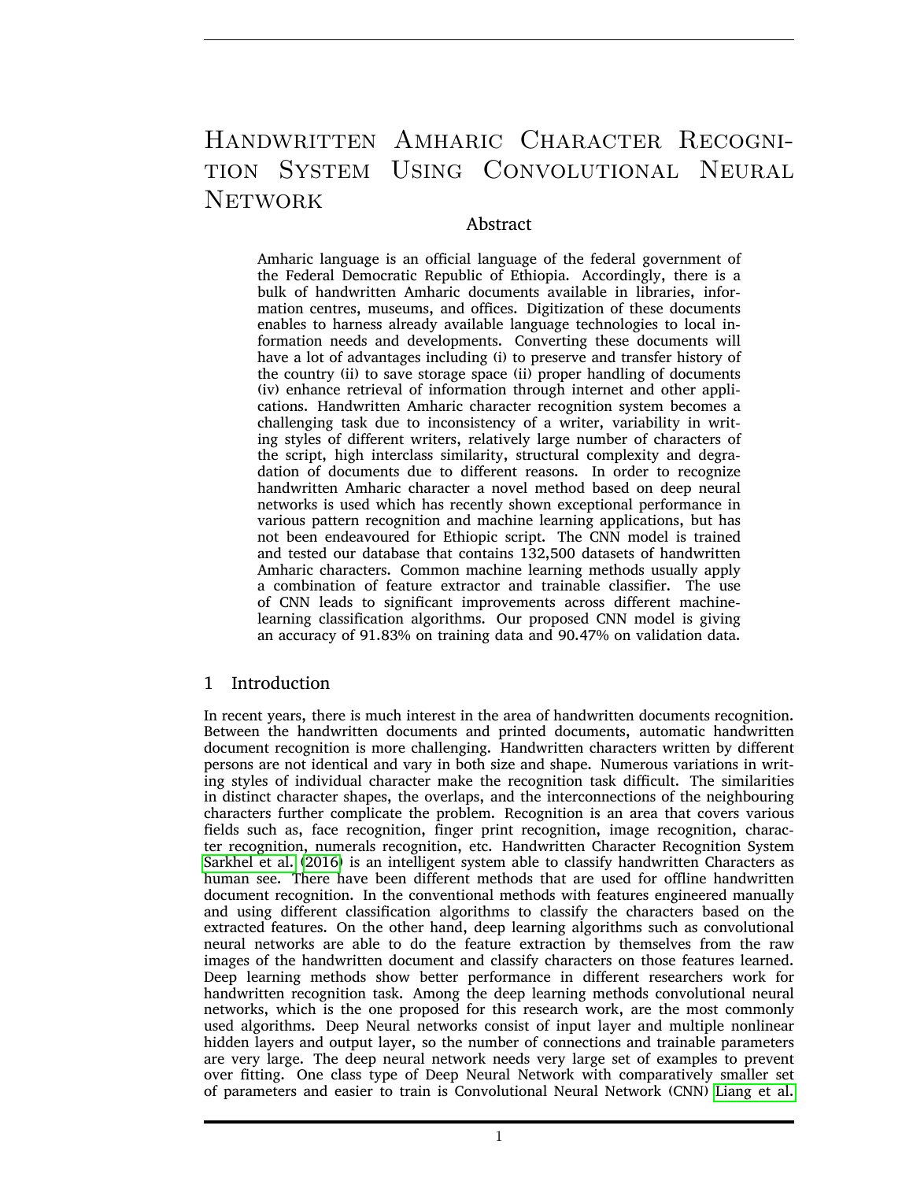# Handwritten Amharic Character Recognition System Using Convolutional Neural Network

## Abstract

Amharic language is an official language of the federal government of the Federal Democratic Republic of Ethiopia. Accordingly, there is a bulk of handwritten Amharic documents available in libraries, information centres, museums, and offices. Digitization of these documents enables to harness already available language technologies to local information needs and developments. Converting these documents will have a lot of advantages including (i) to preserve and transfer history of the country (ii) to save storage space (ii) proper handling of documents (iv) enhance retrieval of information through internet and other applications. Handwritten Amharic character recognition system becomes a challenging task due to inconsistency of a writer, variability in writing styles of different writers, relatively large number of characters of the script, high interclass similarity, structural complexity and degradation of documents due to different reasons. In order to recognize handwritten Amharic character a novel method based on deep neural networks is used which has recently shown exceptional performance in various pattern recognition and machine learning applications, but has not been endeavoured for Ethiopic script. The CNN model is trained and tested our database that contains 132,500 datasets of handwritten Amharic characters. Common machine learning methods usually apply a combination of feature extractor and trainable classifier. The use of CNN leads to significant improvements across different machine-learning classification algorithms. Our proposed CNN model is giving an accuracy of 91.83% on training data and 90.47% on validation data.

## 1 Introduction

In recent years, there is much interest in the area of handwritten documents recognition. Between the handwritten documents and printed documents, automatic handwritten document recognition is more challenging. Handwritten characters written by different persons are not identical and vary in both size and shape. Numerous variations in writing styles of individual character make the recognition task difficult. The similarities in distinct character shapes, the overlaps, and the interconnections of the neighbouring characters further complicate the problem. Recognition is an area that covers various fields such as, face recognition, finger print recognition, image recognition, character recognition, numerals recognition, etc. Handwritten Character Recognition System Sarkhel et al. (2016) is an intelligent system able to classify handwritten Characters as human see. There have been different methods that are used for offline handwritten document recognition. In the conventional methods with features engineered manually and using different classification algorithms to classify the characters based on the extracted features. On the other hand, deep learning algorithms such as convolutional neural networks are able to do the feature extraction by themselves from the raw images of the handwritten document and classify characters on those features learned. Deep learning methods show better performance in different researchers work for handwritten recognition task. Among the deep learning methods convolutional neural networks, which is the one proposed for this research work, are the most commonly used algorithms. Deep Neural networks consist of input layer and multiple nonlinear hidden layers and output layer, so the number of connections and trainable parameters are very large. The deep neural network needs very large set of examples to prevent over fitting. One class type of Deep Neural Network with comparatively smaller set of parameters and easier to train is Convolutional Neural Network (CNN) Liang et al.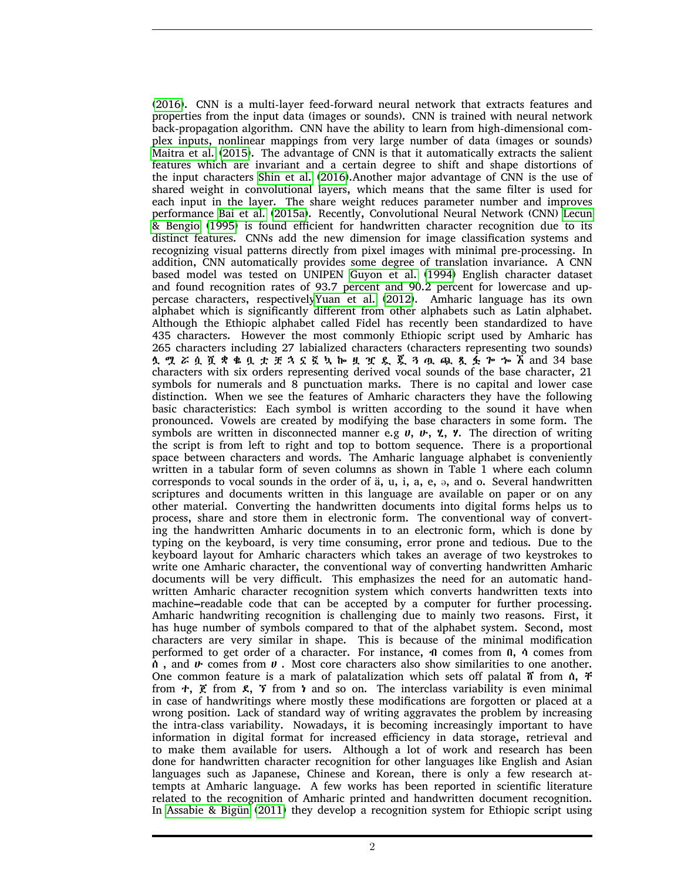(2016). CNN is a multi-layer feed-forward neural network that extracts features and properties from the input data (images or sounds). CNN is trained with neural network back-propagation algorithm. CNN have the ability to learn from high-dimensional complex inputs, nonlinear mappings from very large number of data (images or sounds) Maitra et al. (2015). The advantage of CNN is that it automatically extracts the salient features which are invariant and a certain degree to shift and shape distortions of the input characters Shin et al. (2016).Another major advantage of CNN is the use of shared weight in convolutional layers, which means that the same filter is used for each input in the layer. The share weight reduces parameter number and improves performance Bai et al. (2015a). Recently, Convolutional Neural Network (CNN) Lecun & Bengio (1995) is found efficient for handwritten character recognition due to its distinct features. CNNs add the new dimension for image classification systems and recognizing visual patterns directly from pixel images with minimal pre-processing. In addition, CNN automatically provides some degree of translation invariance. A CNN based model was tested on UNIPEN Guyon et al. (1994) English character dataset and found recognition rates of 93.7 percent and 90.2 percent for lowercase and uppercase characters, respectivelyYuan et al. (2012). Amharic language has its own alphabet which is significantly different from other alphabets such as Latin alphabet. Although the Ethiopic alphabet called Fidel has recently been standardized to have 435 characters. However the most commonly Ethiopic script used by Amharic has 265 characters including 27 labialized characters (characters representing two sounds) ሏ ሟ ሯ ሷ ሿ ቋ ቈ ቧ ቷ ቿ ኇ ኗ ኟ ኳ ኰ ዟ ዧ ዷ ጇ ጓ ጧ ጯ ጿ ፏ ኋ ኈ ኧ and 34 base characters with six orders representing derived vocal sounds of the base character, 21 symbols for numerals and 8 punctuation marks. There is no capital and lower case distinction. When we see the features of Amharic characters they have the following basic characteristics: Each symbol is written according to the sound it have when pronounced. Vowels are created by modifying the base characters in some form. The symbols are written in disconnected manner e.g ሀ, ሁ, ሂ, ሃ. The direction of writing the script is from left to right and top to bottom sequence. There is a proportional space between characters and words. The Amharic language alphabet is conveniently written in a tabular form of seven columns as shown in Table 1 where each column corresponds to vocal sounds in the order of ä, u, i, a, e, ə, and o. Several handwritten scriptures and documents written in this language are available on paper or on any other material. Converting the handwritten documents into digital forms helps us to process, share and store them in electronic form. The conventional way of converting the handwritten Amharic documents in to an electronic form, which is done by typing on the keyboard, is very time consuming, error prone and tedious. Due to the keyboard layout for Amharic characters which takes an average of two keystrokes to write one Amharic character, the conventional way of converting handwritten Amharic documents will be very difficult. This emphasizes the need for an automatic handwritten Amharic character recognition system which converts handwritten texts into machine–readable code that can be accepted by a computer for further processing. Amharic handwriting recognition is challenging due to mainly two reasons. First, it has huge number of symbols compared to that of the alphabet system. Second, most characters are very similar in shape. This is because of the minimal modification performed to get order of a character. For instance, ብ comes from በ, ሳ comes from ሰ , and ሁ comes from ሀ . Most core characters also show similarities to one another. One common feature is a mark of palatalization which sets off palatal ሸ from ሰ, ቸ from ተ, ጀ from ደ, ኘ from ነ and so on. The interclass variability is even minimal in case of handwritings where mostly these modifications are forgotten or placed at a wrong position. Lack of standard way of writing aggravates the problem by increasing the intra-class variability. Nowadays, it is becoming increasingly important to have information in digital format for increased efficiency in data storage, retrieval and to make them available for users. Although a lot of work and research has been done for handwritten character recognition for other languages like English and Asian languages such as Japanese, Chinese and Korean, there is only a few research attempts at Amharic language. A few works has been reported in scientific literature related to the recognition of Amharic printed and handwritten document recognition. In Assabie & Bigün (2011) they develop a recognition system for Ethiopic script using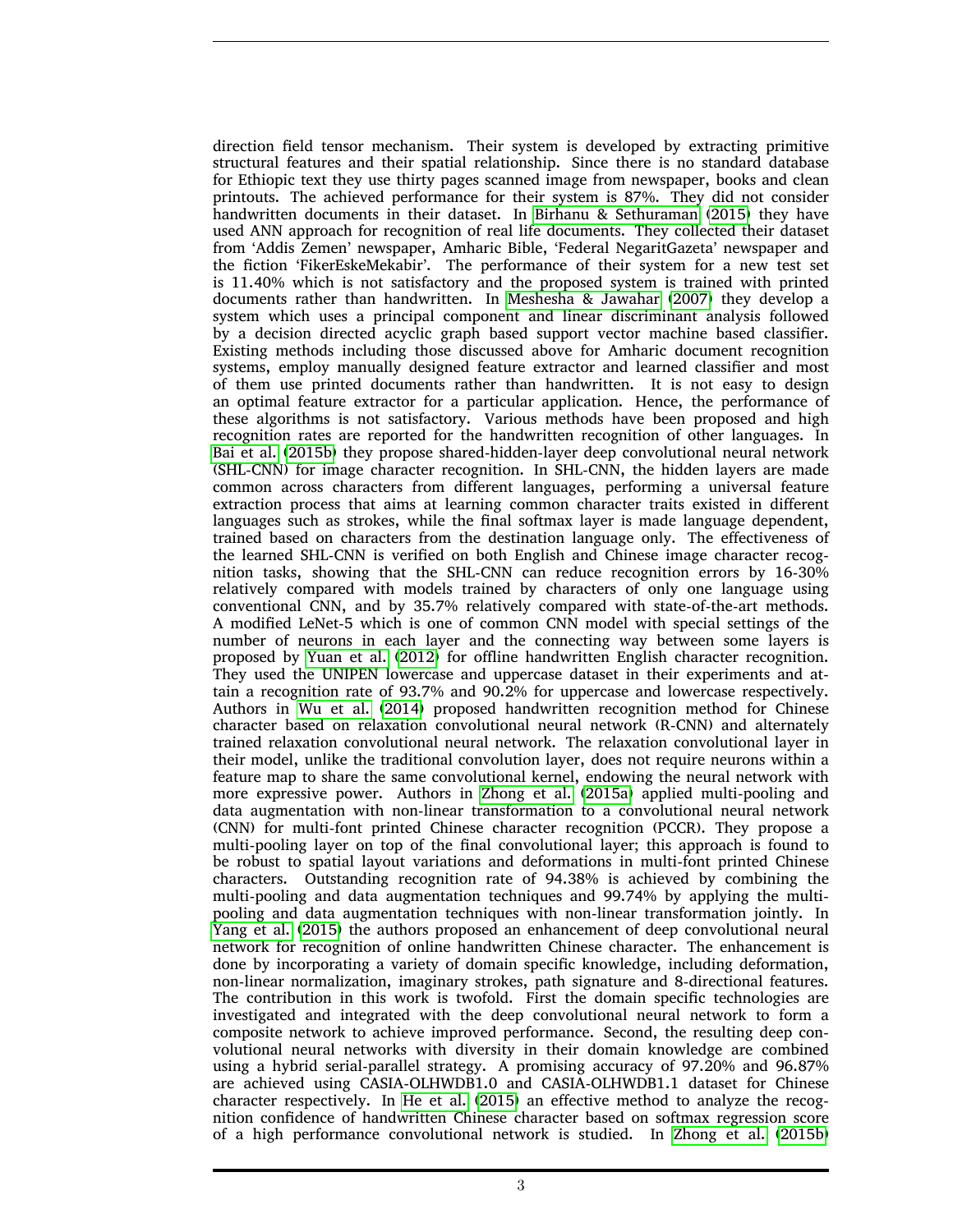direction field tensor mechanism. Their system is developed by extracting primitive structural features and their spatial relationship. Since there is no standard database for Ethiopic text they use thirty pages scanned image from newspaper, books and clean printouts. The achieved performance for their system is 87%. They did not consider handwritten documents in their dataset. In Birhanu & Sethuraman (2015) they have used ANN approach for recognition of real life documents. They collected their dataset from 'Addis Zemen' newspaper, Amharic Bible, 'Federal NegaritGazeta' newspaper and the fiction 'FikerEskeMekabir'. The performance of their system for a new test set is 11.40% which is not satisfactory and the proposed system is trained with printed documents rather than handwritten. In Meshesha & Jawahar (2007) they develop a system which uses a principal component and linear discriminant analysis followed by a decision directed acyclic graph based support vector machine based classifier. Existing methods including those discussed above for Amharic document recognition systems, employ manually designed feature extractor and learned classifier and most of them use printed documents rather than handwritten. It is not easy to design an optimal feature extractor for a particular application. Hence, the performance of these algorithms is not satisfactory. Various methods have been proposed and high recognition rates are reported for the handwritten recognition of other languages. In Bai et al. (2015b) they propose shared-hidden-layer deep convolutional neural network (SHL-CNN) for image character recognition. In SHL-CNN, the hidden layers are made common across characters from different languages, performing a universal feature extraction process that aims at learning common character traits existed in different languages such as strokes, while the final softmax layer is made language dependent, trained based on characters from the destination language only. The effectiveness of the learned SHL-CNN is verified on both English and Chinese image character recognition tasks, showing that the SHL-CNN can reduce recognition errors by 16-30% relatively compared with models trained by characters of only one language using conventional CNN, and by 35.7% relatively compared with state-of-the-art methods. A modified LeNet-5 which is one of common CNN model with special settings of the number of neurons in each layer and the connecting way between some layers is proposed by Yuan et al. (2012) for offline handwritten English character recognition. They used the UNIPEN lowercase and uppercase dataset in their experiments and attain a recognition rate of 93.7% and 90.2% for uppercase and lowercase respectively. Authors in Wu et al. (2014) proposed handwritten recognition method for Chinese character based on relaxation convolutional neural network (R-CNN) and alternately trained relaxation convolutional neural network. The relaxation convolutional layer in their model, unlike the traditional convolution layer, does not require neurons within a feature map to share the same convolutional kernel, endowing the neural network with more expressive power. Authors in Zhong et al. (2015a) applied multi-pooling and data augmentation with non-linear transformation to a convolutional neural network (CNN) for multi-font printed Chinese character recognition (PCCR). They propose a multi-pooling layer on top of the final convolutional layer; this approach is found to be robust to spatial layout variations and deformations in multi-font printed Chinese characters. Outstanding recognition rate of 94.38% is achieved by combining the multi-pooling and data augmentation techniques and 99.74% by applying the multi-pooling and data augmentation techniques with non-linear transformation jointly. In Yang et al. (2015) the authors proposed an enhancement of deep convolutional neural network for recognition of online handwritten Chinese character. The enhancement is done by incorporating a variety of domain specific knowledge, including deformation, non-linear normalization, imaginary strokes, path signature and 8-directional features. The contribution in this work is twofold. First the domain specific technologies are investigated and integrated with the deep convolutional neural network to form a composite network to achieve improved performance. Second, the resulting deep convolutional neural networks with diversity in their domain knowledge are combined using a hybrid serial-parallel strategy. A promising accuracy of 97.20% and 96.87% are achieved using CASIA-OLHWDB1.0 and CASIA-OLHWDB1.1 dataset for Chinese character respectively. In He et al. (2015) an effective method to analyze the recognition confidence of handwritten Chinese character based on softmax regression score of a high performance convolutional network is studied. In Zhong et al. (2015b)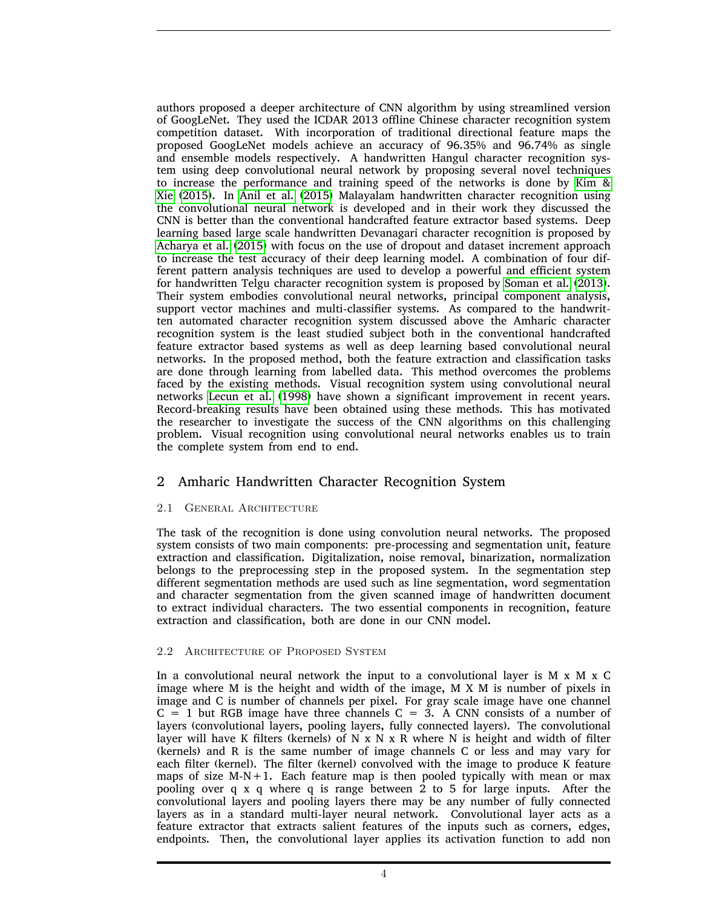authors proposed a deeper architecture of CNN algorithm by using streamlined version of GoogLeNet. They used the ICDAR 2013 offline Chinese character recognition system competition dataset. With incorporation of traditional directional feature maps the proposed GoogLeNet models achieve an accuracy of 96.35% and 96.74% as single and ensemble models respectively. A handwritten Hangul character recognition system using deep convolutional neural network by proposing several novel techniques to increase the performance and training speed of the networks is done by Kim & Xie (2015). In Anil et al. (2015) Malayalam handwritten character recognition using the convolutional neural network is developed and in their work they discussed the CNN is better than the conventional handcrafted feature extractor based systems. Deep learning based large scale handwritten Devanagari character recognition is proposed by Acharya et al. (2015) with focus on the use of dropout and dataset increment approach to increase the test accuracy of their deep learning model. A combination of four different pattern analysis techniques are used to develop a powerful and efficient system for handwritten Telgu character recognition system is proposed by Soman et al. (2013). Their system embodies convolutional neural networks, principal component analysis, support vector machines and multi-classifier systems. As compared to the handwritten automated character recognition system discussed above the Amharic character recognition system is the least studied subject both in the conventional handcrafted feature extractor based systems as well as deep learning based convolutional neural networks. In the proposed method, both the feature extraction and classification tasks are done through learning from labelled data. This method overcomes the problems faced by the existing methods. Visual recognition system using convolutional neural networks Lecun et al. (1998) have shown a significant improvement in recent years. Record-breaking results have been obtained using these methods. This has motivated the researcher to investigate the success of the CNN algorithms on this challenging problem. Visual recognition using convolutional neural networks enables us to train the complete system from end to end.

## 2 Amharic Handwritten Character Recognition System

### 2.1 General Architecture

The task of the recognition is done using convolution neural networks. The proposed system consists of two main components: pre-processing and segmentation unit, feature extraction and classification. Digitalization, noise removal, binarization, normalization belongs to the preprocessing step in the proposed system. In the segmentation step different segmentation methods are used such as line segmentation, word segmentation and character segmentation from the given scanned image of handwritten document to extract individual characters. The two essential components in recognition, feature extraction and classification, both are done in our CNN model.

### 2.2 Architecture of Proposed System

In a convolutional neural network the input to a convolutional layer is M x M x C image where M is the height and width of the image, M X M is number of pixels in image and C is number of channels per pixel. For gray scale image have one channel C = 1 but RGB image have three channels C = 3. A CNN consists of a number of layers (convolutional layers, pooling layers, fully connected layers). The convolutional layer will have K filters (kernels) of N x N x R where N is height and width of filter (kernels) and R is the same number of image channels C or less and may vary for each filter (kernel). The filter (kernel) convolved with the image to produce K feature maps of size M-N+1. Each feature map is then pooled typically with mean or max pooling over q x q where q is range between 2 to 5 for large inputs. After the convolutional layers and pooling layers there may be any number of fully connected layers as in a standard multi-layer neural network. Convolutional layer acts as a feature extractor that extracts salient features of the inputs such as corners, edges, endpoints. Then, the convolutional layer applies its activation function to add non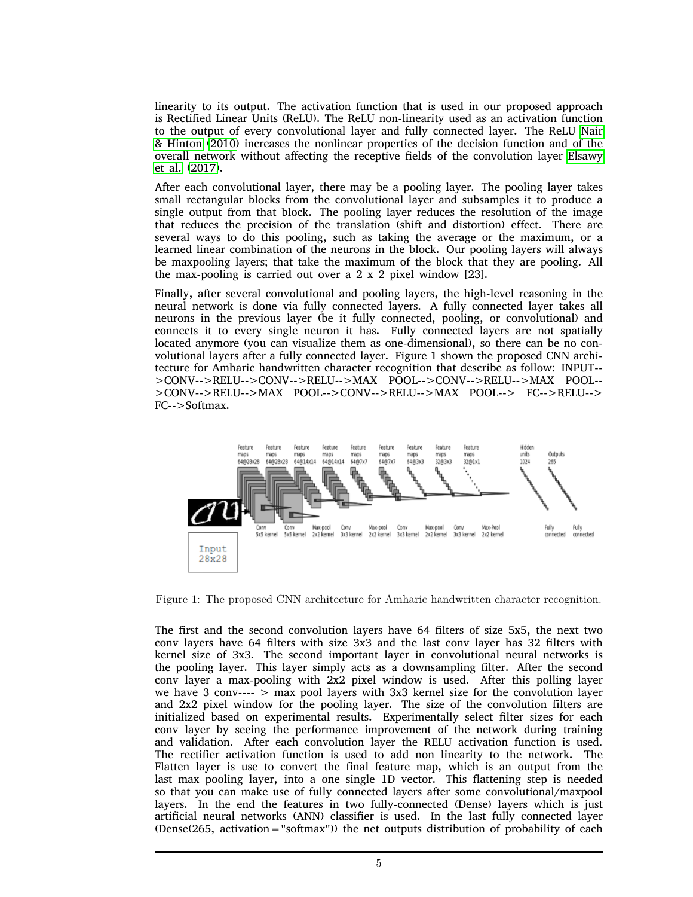linearity to its output. The activation function that is used in our proposed approach is Rectified Linear Units (ReLU). The ReLU non-linearity used as an activation function to the output of every convolutional layer and fully connected layer. The ReLU Nair & Hinton (2010) increases the nonlinear properties of the decision function and of the overall network without affecting the receptive fields of the convolution layer Elsawy et al. (2017).

After each convolutional layer, there may be a pooling layer. The pooling layer takes small rectangular blocks from the convolutional layer and subsamples it to produce a single output from that block. The pooling layer reduces the resolution of the image that reduces the precision of the translation (shift and distortion) effect. There are several ways to do this pooling, such as taking the average or the maximum, or a learned linear combination of the neurons in the block. Our pooling layers will always be maxpooling layers; that take the maximum of the block that they are pooling. All the max-pooling is carried out over a 2 x 2 pixel window [23].

Finally, after several convolutional and pooling layers, the high-level reasoning in the neural network is done via fully connected layers. A fully connected layer takes all neurons in the previous layer (be it fully connected, pooling, or convolutional) and connects it to every single neuron it has. Fully connected layers are not spatially located anymore (you can visualize them as one-dimensional), so there can be no convolutional layers after a fully connected layer. Figure 1 shown the proposed CNN architecture for Amharic handwritten character recognition that describe as follow: INPUT-->CONV-->RELU-->CONV-->RELU-->MAX POOL-->CONV-->RELU-->MAX POOL-->CONV-->RELU-->MAX POOL-->CONV-->RELU-->MAX POOL--> FC-->RELU-->FC-->Softmax.

Figure 1: The proposed CNN architecture for Amharic handwritten character recognition.

The first and the second convolution layers have 64 filters of size 5x5, the next two conv layers have 64 filters with size 3x3 and the last conv layer has 32 filters with kernel size of 3x3. The second important layer in convolutional neural networks is the pooling layer. This layer simply acts as a downsampling filter. After the second conv layer a max-pooling with 2x2 pixel window is used. After this polling layer we have 3 conv---- > max pool layers with 3x3 kernel size for the convolution layer and 2x2 pixel window for the pooling layer. The size of the convolution filters are initialized based on experimental results. Experimentally select filter sizes for each conv layer by seeing the performance improvement of the network during training and validation. After each convolution layer the RELU activation function is used. The rectifier activation function is used to add non linearity to the network. The Flatten layer is use to convert the final feature map, which is an output from the last max pooling layer, into a one single 1D vector. This flattening step is needed so that you can make use of fully connected layers after some convolutional/maxpool layers. In the end the features in two fully-connected (Dense) layers which is just artificial neural networks (ANN) classifier is used. In the last fully connected layer (Dense(265, activation="softmax")) the net outputs distribution of probability of each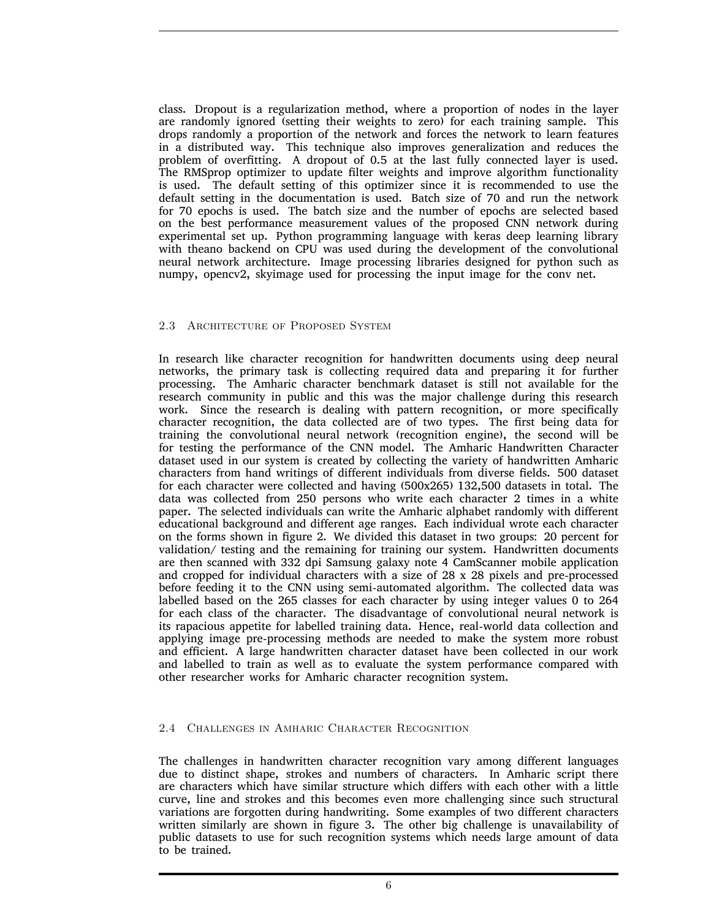class. Dropout is a regularization method, where a proportion of nodes in the layer are randomly ignored (setting their weights to zero) for each training sample. This drops randomly a proportion of the network and forces the network to learn features in a distributed way. This technique also improves generalization and reduces the problem of overfitting. A dropout of 0.5 at the last fully connected layer is used. The RMSprop optimizer to update filter weights and improve algorithm functionality is used. The default setting of this optimizer since it is recommended to use the default setting in the documentation is used. Batch size of 70 and run the network for 70 epochs is used. The batch size and the number of epochs are selected based on the best performance measurement values of the proposed CNN network during experimental set up. Python programming language with keras deep learning library with theano backend on CPU was used during the development of the convolutional neural network architecture. Image processing libraries designed for python such as numpy, opencv2, skyimage used for processing the input image for the conv net.

### 2.3 Architecture of Proposed System

In research like character recognition for handwritten documents using deep neural networks, the primary task is collecting required data and preparing it for further processing. The Amharic character benchmark dataset is still not available for the research community in public and this was the major challenge during this research work. Since the research is dealing with pattern recognition, or more specifically character recognition, the data collected are of two types. The first being data for training the convolutional neural network (recognition engine), the second will be for testing the performance of the CNN model. The Amharic Handwritten Character dataset used in our system is created by collecting the variety of handwritten Amharic characters from hand writings of different individuals from diverse fields. 500 dataset for each character were collected and having (500x265) 132,500 datasets in total. The data was collected from 250 persons who write each character 2 times in a white paper. The selected individuals can write the Amharic alphabet randomly with different educational background and different age ranges. Each individual wrote each character on the forms shown in figure 2. We divided this dataset in two groups: 20 percent for validation/ testing and the remaining for training our system. Handwritten documents are then scanned with 332 dpi Samsung galaxy note 4 CamScanner mobile application and cropped for individual characters with a size of 28 x 28 pixels and pre-processed before feeding it to the CNN using semi-automated algorithm. The collected data was labelled based on the 265 classes for each character by using integer values 0 to 264 for each class of the character. The disadvantage of convolutional neural network is its rapacious appetite for labelled training data. Hence, real-world data collection and applying image pre-processing methods are needed to make the system more robust and efficient. A large handwritten character dataset have been collected in our work and labelled to train as well as to evaluate the system performance compared with other researcher works for Amharic character recognition system.

### 2.4 Challenges in Amharic Character Recognition

The challenges in handwritten character recognition vary among different languages due to distinct shape, strokes and numbers of characters. In Amharic script there are characters which have similar structure which differs with each other with a little curve, line and strokes and this becomes even more challenging since such structural variations are forgotten during handwriting. Some examples of two different characters written similarly are shown in figure 3. The other big challenge is unavailability of public datasets to use for such recognition systems which needs large amount of data to be trained.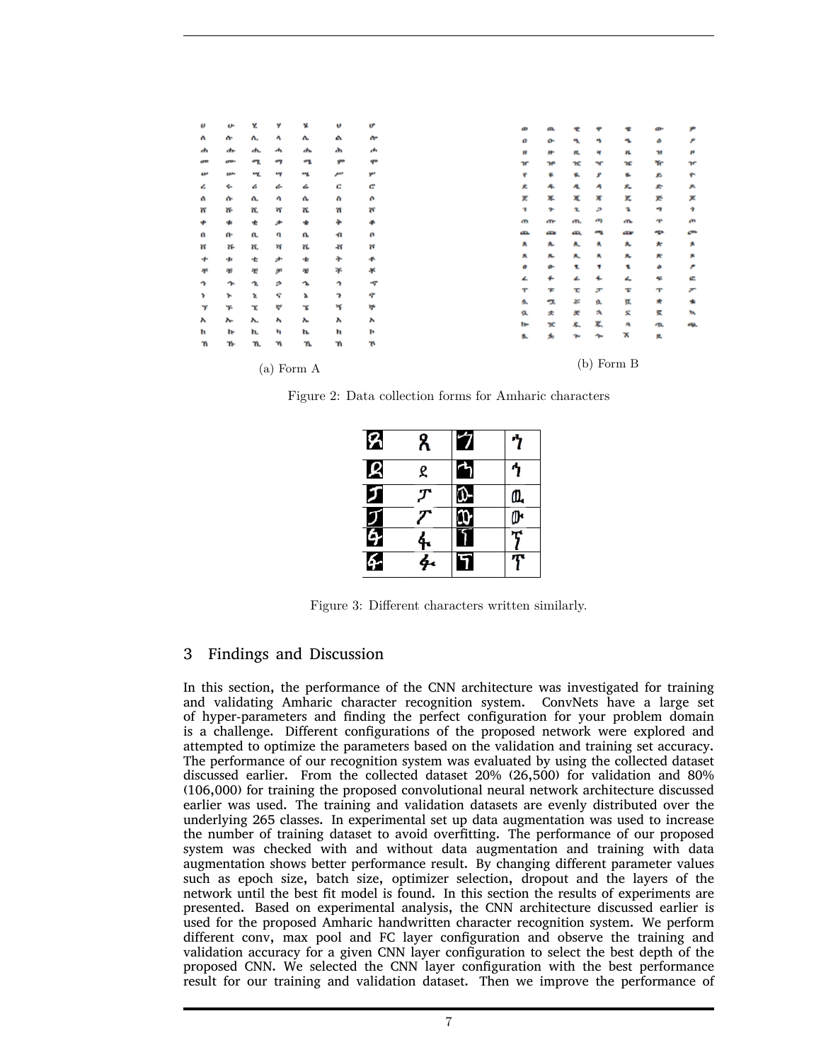(a) Form A

(b) Form B

Figure 2: Data collection forms for Amharic characters

Figure 3: Different characters written similarly.

## 3 Findings and Discussion

In this section, the performance of the CNN architecture was investigated for training and validating Amharic character recognition system. ConvNets have a large set of hyper-parameters and finding the perfect configuration for your problem domain is a challenge. Different configurations of the proposed network were explored and attempted to optimize the parameters based on the validation and training set accuracy. The performance of our recognition system was evaluated by using the collected dataset discussed earlier. From the collected dataset 20% (26,500) for validation and 80% (106,000) for training the proposed convolutional neural network architecture discussed earlier was used. The training and validation datasets are evenly distributed over the underlying 265 classes. In experimental set up data augmentation was used to increase the number of training dataset to avoid overfitting. The performance of our proposed system was checked with and without data augmentation and training with data augmentation shows better performance result. By changing different parameter values such as epoch size, batch size, optimizer selection, dropout and the layers of the network until the best fit model is found. In this section the results of experiments are presented. Based on experimental analysis, the CNN architecture discussed earlier is used for the proposed Amharic handwritten character recognition system. We perform different conv, max pool and FC layer configuration and observe the training and validation accuracy for a given CNN layer configuration to select the best depth of the proposed CNN. We selected the CNN layer configuration with the best performance result for our training and validation dataset. Then we improve the performance of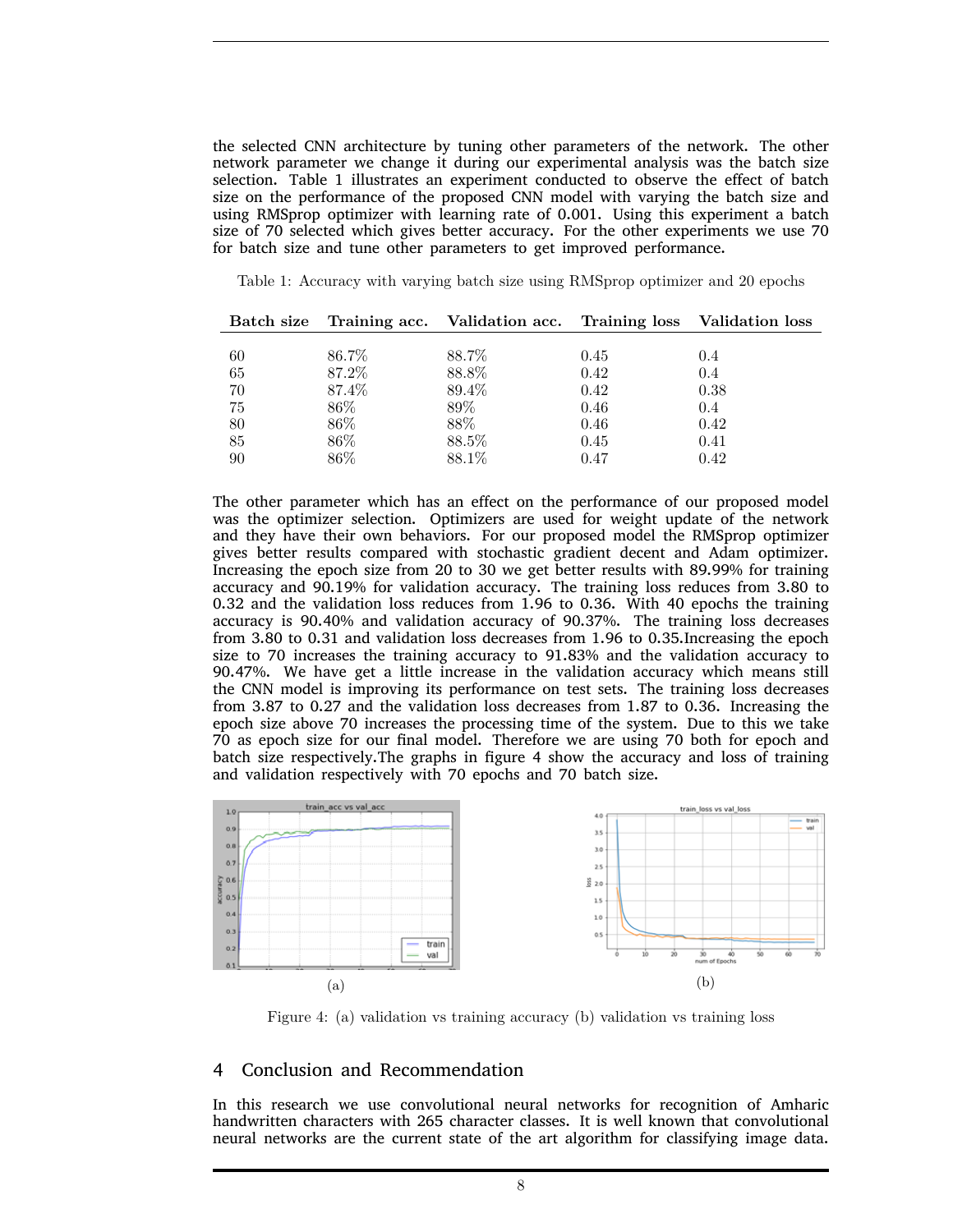the selected CNN architecture by tuning other parameters of the network. The other network parameter we change it during our experimental analysis was the batch size selection. Table 1 illustrates an experiment conducted to observe the effect of batch size on the performance of the proposed CNN model with varying the batch size and using RMSprop optimizer with learning rate of 0.001. Using this experiment a batch size of 70 selected which gives better accuracy. For the other experiments we use 70 for batch size and tune other parameters to get improved performance.

Table 1: Accuracy with varying batch size using RMSprop optimizer and 20 epochs

| Batch size | Training acc. | Validation acc. | Training loss | Validation loss |
|---|---|---|---|---|
| 60 | 86.7% | 88.7% | 0.45 | 0.4 |
| 65 | 87.2% | 88.8% | 0.42 | 0.4 |
| 70 | 87.4% | 89.4% | 0.42 | 0.38 |
| 75 | 86% | 89% | 0.46 | 0.4 |
| 80 | 86% | 88% | 0.46 | 0.42 |
| 85 | 86% | 88.5% | 0.45 | 0.41 |
| 90 | 86% | 88.1% | 0.47 | 0.42 |

The other parameter which has an effect on the performance of our proposed model was the optimizer selection. Optimizers are used for weight update of the network and they have their own behaviors. For our proposed model the RMSprop optimizer gives better results compared with stochastic gradient decent and Adam optimizer. Increasing the epoch size from 20 to 30 we get better results with 89.99% for training accuracy and 90.19% for validation accuracy. The training loss reduces from 3.80 to 0.32 and the validation loss reduces from 1.96 to 0.36. With 40 epochs the training accuracy is 90.40% and validation accuracy of 90.37%. The training loss decreases from 3.80 to 0.31 and validation loss decreases from 1.96 to 0.35.Increasing the epoch size to 70 increases the training accuracy to 91.83% and the validation accuracy to 90.47%. We have get a little increase in the validation accuracy which means still the CNN model is improving its performance on test sets. The training loss decreases from 3.87 to 0.27 and the validation loss decreases from 1.87 to 0.36. Increasing the epoch size above 70 increases the processing time of the system. Due to this we take 70 as epoch size for our final model. Therefore we are using 70 both for epoch and batch size respectively.The graphs in figure 4 show the accuracy and loss of training and validation respectively with 70 epochs and 70 batch size.

(a) (b)

Figure 4: (a) validation vs training accuracy (b) validation vs training loss

## 4 Conclusion and Recommendation

In this research we use convolutional neural networks for recognition of Amharic handwritten characters with 265 character classes. It is well known that convolutional neural networks are the current state of the art algorithm for classifying image data.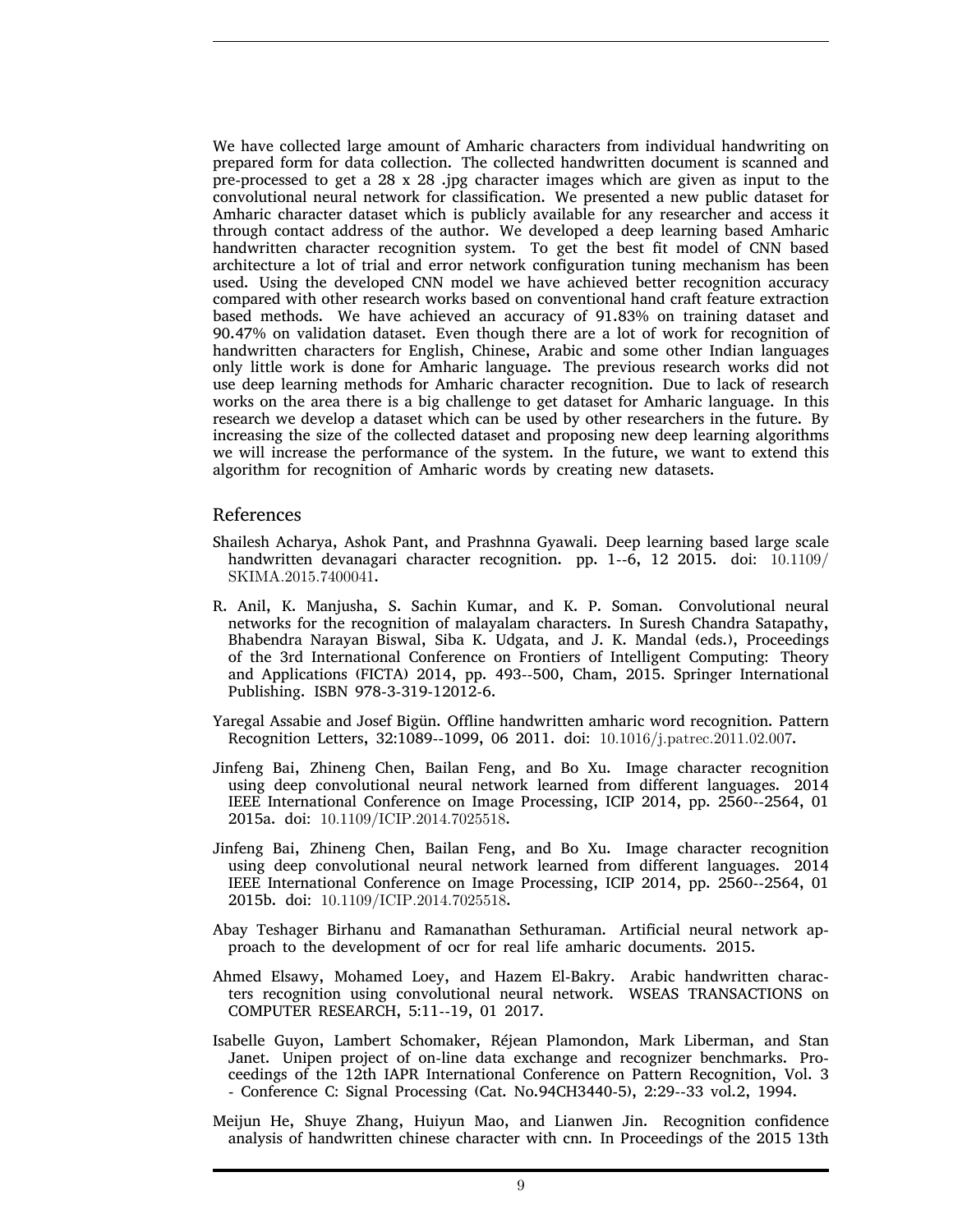We have collected large amount of Amharic characters from individual handwriting on prepared form for data collection. The collected handwritten document is scanned and pre-processed to get a 28 x 28 .jpg character images which are given as input to the convolutional neural network for classification. We presented a new public dataset for Amharic character dataset which is publicly available for any researcher and access it through contact address of the author. We developed a deep learning based Amharic handwritten character recognition system. To get the best fit model of CNN based architecture a lot of trial and error network configuration tuning mechanism has been used. Using the developed CNN model we have achieved better recognition accuracy compared with other research works based on conventional hand craft feature extraction based methods. We have achieved an accuracy of 91.83% on training dataset and 90.47% on validation dataset. Even though there are a lot of work for recognition of handwritten characters for English, Chinese, Arabic and some other Indian languages only little work is done for Amharic language. The previous research works did not use deep learning methods for Amharic character recognition. Due to lack of research works on the area there is a big challenge to get dataset for Amharic language. In this research we develop a dataset which can be used by other researchers in the future. By increasing the size of the collected dataset and proposing new deep learning algorithms we will increase the performance of the system. In the future, we want to extend this algorithm for recognition of Amharic words by creating new datasets.

## References

Shailesh Acharya, Ashok Pant, and Prashnna Gyawali. Deep learning based large scale handwritten devanagari character recognition. pp. 1--6, 12 2015. doi: 10.1109/SKIMA.2015.7400041.

R. Anil, K. Manjusha, S. Sachin Kumar, and K. P. Soman. Convolutional neural networks for the recognition of malayalam characters. In Suresh Chandra Satapathy, Bhabendra Narayan Biswal, Siba K. Udgata, and J. K. Mandal (eds.), Proceedings of the 3rd International Conference on Frontiers of Intelligent Computing: Theory and Applications (FICTA) 2014, pp. 493--500, Cham, 2015. Springer International Publishing. ISBN 978-3-319-12012-6.

Yaregal Assabie and Josef Bigün. Offline handwritten amharic word recognition. Pattern Recognition Letters, 32:1089--1099, 06 2011. doi: 10.1016/j.patrec.2011.02.007.

Jinfeng Bai, Zhineng Chen, Bailan Feng, and Bo Xu. Image character recognition using deep convolutional neural network learned from different languages. 2014 IEEE International Conference on Image Processing, ICIP 2014, pp. 2560--2564, 01 2015a. doi: 10.1109/ICIP.2014.7025518.

Jinfeng Bai, Zhineng Chen, Bailan Feng, and Bo Xu. Image character recognition using deep convolutional neural network learned from different languages. 2014 IEEE International Conference on Image Processing, ICIP 2014, pp. 2560--2564, 01 2015b. doi: 10.1109/ICIP.2014.7025518.

Abay Teshager Birhanu and Ramanathan Sethuraman. Artificial neural network approach to the development of ocr for real life amharic documents. 2015.

Ahmed Elsawy, Mohamed Loey, and Hazem El-Bakry. Arabic handwritten characters recognition using convolutional neural network. WSEAS TRANSACTIONS on COMPUTER RESEARCH, 5:11--19, 01 2017.

Isabelle Guyon, Lambert Schomaker, Réjean Plamondon, Mark Liberman, and Stan Janet. Unipen project of on-line data exchange and recognizer benchmarks. Proceedings of the 12th IAPR International Conference on Pattern Recognition, Vol. 3 - Conference C: Signal Processing (Cat. No.94CH3440-5), 2:29--33 vol.2, 1994.

Meijun He, Shuye Zhang, Huiyun Mao, and Lianwen Jin. Recognition confidence analysis of handwritten chinese character with cnn. In Proceedings of the 2015 13th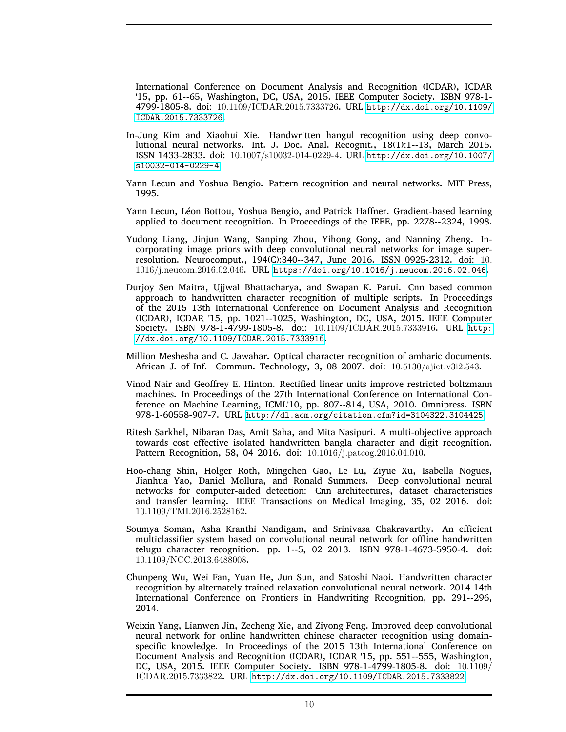International Conference on Document Analysis and Recognition (ICDAR), ICDAR '15, pp. 61--65, Washington, DC, USA, 2015. IEEE Computer Society. ISBN 978-1-4799-1805-8. doi: 10.1109/ICDAR.2015.7333726. URL http://dx.doi.org/10.1109/ICDAR.2015.7333726.

In-Jung Kim and Xiaohui Xie. Handwritten hangul recognition using deep convolutional neural networks. Int. J. Doc. Anal. Recognit., 18(1):1--13, March 2015. ISSN 1433-2833. doi: 10.1007/s10032-014-0229-4. URL http://dx.doi.org/10.1007/s10032-014-0229-4.

Yann Lecun and Yoshua Bengio. Pattern recognition and neural networks. MIT Press, 1995.

Yann Lecun, Léon Bottou, Yoshua Bengio, and Patrick Haffner. Gradient-based learning applied to document recognition. In Proceedings of the IEEE, pp. 2278--2324, 1998.

Yudong Liang, Jinjun Wang, Sanping Zhou, Yihong Gong, and Nanning Zheng. Incorporating image priors with deep convolutional neural networks for image super-resolution. Neurocomput., 194(C):340--347, June 2016. ISSN 0925-2312. doi: 10.1016/j.neucom.2016.02.046. URL https://doi.org/10.1016/j.neucom.2016.02.046.

Durjoy Sen Maitra, Ujjwal Bhattacharya, and Swapan K. Parui. Cnn based common approach to handwritten character recognition of multiple scripts. In Proceedings of the 2015 13th International Conference on Document Analysis and Recognition (ICDAR), ICDAR '15, pp. 1021--1025, Washington, DC, USA, 2015. IEEE Computer Society. ISBN 978-1-4799-1805-8. doi: 10.1109/ICDAR.2015.7333916. URL http://dx.doi.org/10.1109/ICDAR.2015.7333916.

Million Meshesha and C. Jawahar. Optical character recognition of amharic documents. African J. of Inf. Commun. Technology, 3, 08 2007. doi: 10.5130/ajict.v3i2.543.

Vinod Nair and Geoffrey E. Hinton. Rectified linear units improve restricted boltzmann machines. In Proceedings of the 27th International Conference on International Conference on Machine Learning, ICML'10, pp. 807--814, USA, 2010. Omnipress. ISBN 978-1-60558-907-7. URL http://dl.acm.org/citation.cfm?id=3104322.3104425.

Ritesh Sarkhel, Nibaran Das, Amit Saha, and Mita Nasipuri. A multi-objective approach towards cost effective isolated handwritten bangla character and digit recognition. Pattern Recognition, 58, 04 2016. doi: 10.1016/j.patcog.2016.04.010.

Hoo-chang Shin, Holger Roth, Mingchen Gao, Le Lu, Ziyue Xu, Isabella Nogues, Jianhua Yao, Daniel Mollura, and Ronald Summers. Deep convolutional neural networks for computer-aided detection: Cnn architectures, dataset characteristics and transfer learning. IEEE Transactions on Medical Imaging, 35, 02 2016. doi: 10.1109/TMI.2016.2528162.

Soumya Soman, Asha Kranthi Nandigam, and Srinivasa Chakravarthy. An efficient multiclassifier system based on convolutional neural network for offline handwritten telugu character recognition. pp. 1--5, 02 2013. ISBN 978-1-4673-5950-4. doi: 10.1109/NCC.2013.6488008.

Chunpeng Wu, Wei Fan, Yuan He, Jun Sun, and Satoshi Naoi. Handwritten character recognition by alternately trained relaxation convolutional neural network. 2014 14th International Conference on Frontiers in Handwriting Recognition, pp. 291--296, 2014.

Weixin Yang, Lianwen Jin, Zecheng Xie, and Ziyong Feng. Improved deep convolutional neural network for online handwritten chinese character recognition using domain-specific knowledge. In Proceedings of the 2015 13th International Conference on Document Analysis and Recognition (ICDAR), ICDAR '15, pp. 551--555, Washington, DC, USA, 2015. IEEE Computer Society. ISBN 978-1-4799-1805-8. doi: 10.1109/ICDAR.2015.7333822. URL http://dx.doi.org/10.1109/ICDAR.2015.7333822.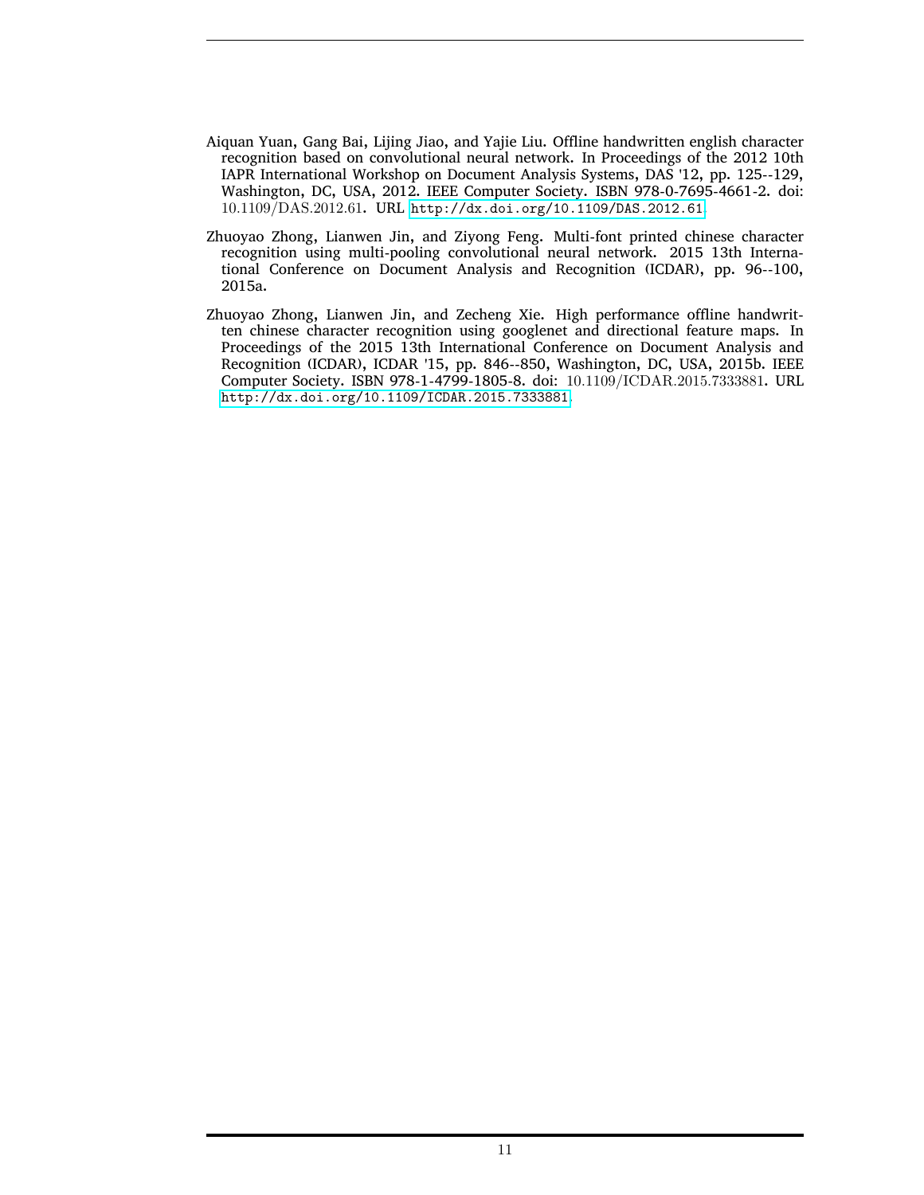Aiquan Yuan, Gang Bai, Lijing Jiao, and Yajie Liu. Offline handwritten english character recognition based on convolutional neural network. In Proceedings of the 2012 10th IAPR International Workshop on Document Analysis Systems, DAS '12, pp. 125--129, Washington, DC, USA, 2012. IEEE Computer Society. ISBN 978-0-7695-4661-2. doi: 10.1109/DAS.2012.61. URL http://dx.doi.org/10.1109/DAS.2012.61.

Zhuoyao Zhong, Lianwen Jin, and Ziyong Feng. Multi-font printed chinese character recognition using multi-pooling convolutional neural network. 2015 13th International Conference on Document Analysis and Recognition (ICDAR), pp. 96--100, 2015a.

Zhuoyao Zhong, Lianwen Jin, and Zecheng Xie. High performance offline handwritten chinese character recognition using googlenet and directional feature maps. In Proceedings of the 2015 13th International Conference on Document Analysis and Recognition (ICDAR), ICDAR '15, pp. 846--850, Washington, DC, USA, 2015b. IEEE Computer Society. ISBN 978-1-4799-1805-8. doi: 10.1109/ICDAR.2015.7333881. URL http://dx.doi.org/10.1109/ICDAR.2015.7333881.